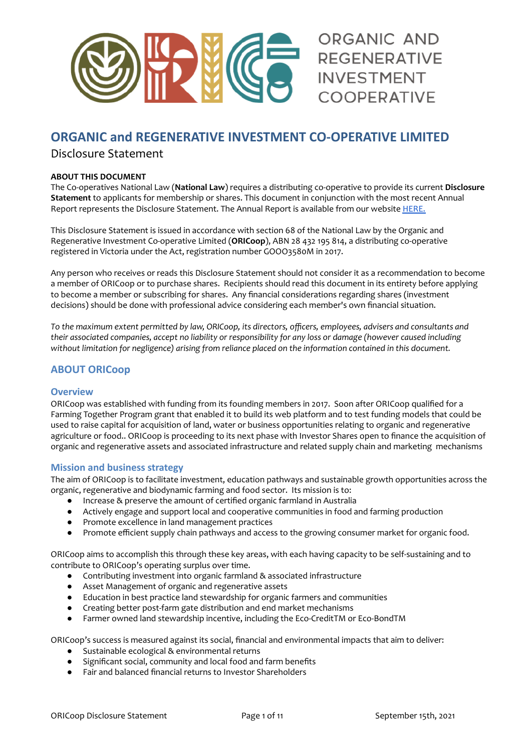ORGANIC AND REGENERATIVE INVESTMENT COOPERATIVE

# ORGANIC and REGENERATIVE INVESTMENT CO-OPERATIVE LIMITED

Disclosure Statement

**ABOUT THIS DOCUMENT**

The Co-operatives National Law (**National Law**) requires a distributing co-operative to provide its current **Disclosure Statement** to applicants for membership or shares. This document in conjunction with the most recent Annual Report represents the Disclosure Statement. The Annual Report is available from our website [HERE.]()

This Disclosure Statement is issued in accordance with section 68 of the National Law by the Organic and Regenerative Investment Co-operative Limited (**ORICoop**), ABN 28 432 195 814, a distributing co-operative registered in Victoria under the Act, registration number GOOO3580M in 2017.

Any person who receives or reads this Disclosure Statement should not consider it as a recommendation to become a member of ORICoop or to purchase shares. Recipients should read this document in its entirety before applying to become a member or subscribing for shares. Any financial considerations regarding shares (investment decisions) should be done with professional advice considering each member's own financial situation.

*To the maximum extent permitted by law, ORICoop, its directors, officers, employees, advisers and consultants and their associated companies, accept no liability or responsibility for any loss or damage (however caused including without limitation for negligence) arising from reliance placed on the information contained in this document.*

## ABOUT ORICoop

### Overview

ORICoop was established with funding from its founding members in 2017. Soon after ORICoop qualified for a Farming Together Program grant that enabled it to build its web platform and to test funding models that could be used to raise capital for acquisition of land, water or business opportunities relating to organic and regenerative agriculture or food.. ORICoop is proceeding to its next phase with Investor Shares open to finance the acquisition of organic and regenerative assets and associated infrastructure and related supply chain and marketing mechanisms

### Mission and business strategy

The aim of ORICoop is to facilitate investment, education pathways and sustainable growth opportunities across the organic, regenerative and biodynamic farming and food sector. Its mission is to:

- Increase & preserve the amount of certified organic farmland in Australia
- Actively engage and support local and cooperative communities in food and farming production
- Promote excellence in land management practices
- Promote efficient supply chain pathways and access to the growing consumer market for organic food.

ORICoop aims to accomplish this through these key areas, with each having capacity to be self-sustaining and to contribute to ORICoop's operating surplus over time.

- Contributing investment into organic farmland & associated infrastructure
- Asset Management of organic and regenerative assets
- Education in best practice land stewardship for organic farmers and communities
- Creating better post-farm gate distribution and end market mechanisms
- Farmer owned land stewardship incentive, including the Eco-CreditTM or Eco-BondTM

ORICoop's success is measured against its social, financial and environmental impacts that aim to deliver:

- Sustainable ecological & environmental returns
- Significant social, community and local food and farm benefits
- Fair and balanced financial returns to Investor Shareholders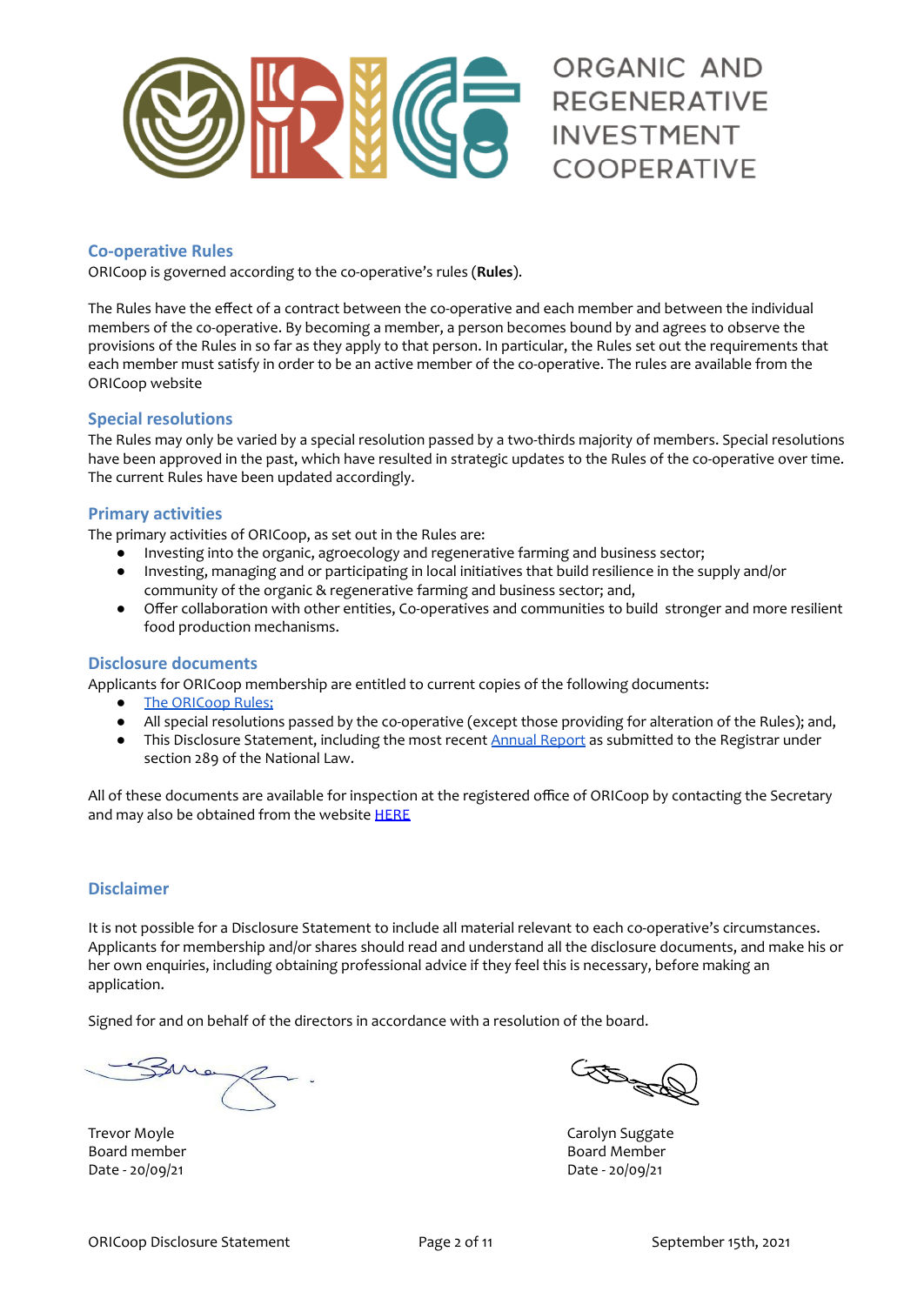ORGANIC AND REGENERATIVE INVESTMENT COOPERATIVE

## Co-operative Rules

ORICoop is governed according to the co-operative's rules (**Rules**).

The Rules have the effect of a contract between the co-operative and each member and between the individual members of the co-operative. By becoming a member, a person becomes bound by and agrees to observe the provisions of the Rules in so far as they apply to that person. In particular, the Rules set out the requirements that each member must satisfy in order to be an active member of the co-operative. The rules are available from the ORICoop website

## Special resolutions

The Rules may only be varied by a special resolution passed by a two-thirds majority of members. Special resolutions have been approved in the past, which have resulted in strategic updates to the Rules of the co-operative over time. The current Rules have been updated accordingly.

## Primary activities

The primary activities of ORICoop, as set out in the Rules are:

- Investing into the organic, agroecology and regenerative farming and business sector;
- Investing, managing and or participating in local initiatives that build resilience in the supply and/or community of the organic & regenerative farming and business sector; and,
- Offer collaboration with other entities, Co-operatives and communities to build stronger and more resilient food production mechanisms.

## Disclosure documents

Applicants for ORICoop membership are entitled to current copies of the following documents:

- The ORICoop Rules;
- All special resolutions passed by the co-operative (except those providing for alteration of the Rules); and,
- This Disclosure Statement, including the most recent Annual Report as submitted to the Registrar under section 289 of the National Law.

All of these documents are available for inspection at the registered office of ORICoop by contacting the Secretary and may also be obtained from the website HERE

## Disclaimer

It is not possible for a Disclosure Statement to include all material relevant to each co-operative's circumstances. Applicants for membership and/or shares should read and understand all the disclosure documents, and make his or her own enquiries, including obtaining professional advice if they feel this is necessary, before making an application.

Signed for and on behalf of the directors in accordance with a resolution of the board.

Trevor Moyle
Board member
Date - 20/09/21

Carolyn Suggate
Board Member
Date - 20/09/21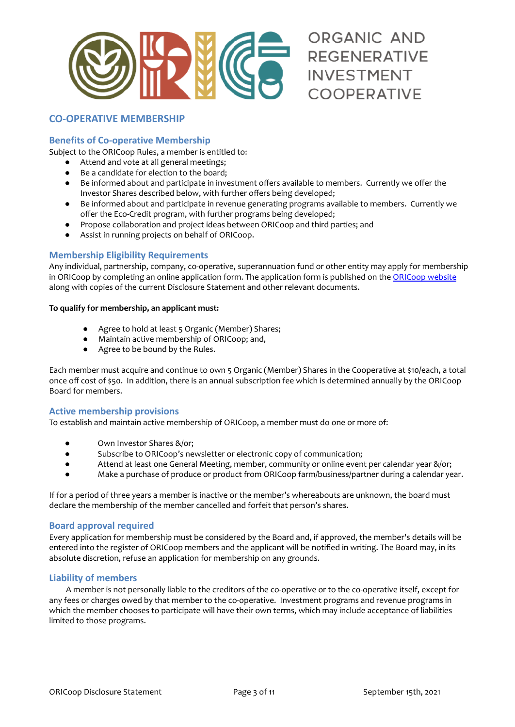ORGANIC AND REGENERATIVE INVESTMENT COOPERATIVE

## CO-OPERATIVE MEMBERSHIP

### Benefits of Co-operative Membership

Subject to the ORICoop Rules, a member is entitled to:

- Attend and vote at all general meetings;
- Be a candidate for election to the board;
- Be informed about and participate in investment offers available to members. Currently we offer the Investor Shares described below, with further offers being developed;
- Be informed about and participate in revenue generating programs available to members. Currently we offer the Eco-Credit program, with further programs being developed;
- Propose collaboration and project ideas between ORICoop and third parties; and
- Assist in running projects on behalf of ORICoop.

### Membership Eligibility Requirements

Any individual, partnership, company, co-operative, superannuation fund or other entity may apply for membership in ORICoop by completing an online application form. The application form is published on the [ORICoop website](#) along with copies of the current Disclosure Statement and other relevant documents.

**To qualify for membership, an applicant must:**

- Agree to hold at least 5 Organic (Member) Shares;
- Maintain active membership of ORICoop; and,
- Agree to be bound by the Rules.

Each member must acquire and continue to own 5 Organic (Member) Shares in the Cooperative at $10/each, a total once off cost of $50. In addition, there is an annual subscription fee which is determined annually by the ORICoop Board for members.

### Active membership provisions

To establish and maintain active membership of ORICoop, a member must do one or more of:

- Own Investor Shares &/or;
- Subscribe to ORICoop's newsletter or electronic copy of communication;
- Attend at least one General Meeting, member, community or online event per calendar year &/or;
- Make a purchase of produce or product from ORICoop farm/business/partner during a calendar year.

If for a period of three years a member is inactive or the member's whereabouts are unknown, the board must declare the membership of the member cancelled and forfeit that person's shares.

### Board approval required

Every application for membership must be considered by the Board and, if approved, the member's details will be entered into the register of ORICoop members and the applicant will be notified in writing. The Board may, in its absolute discretion, refuse an application for membership on any grounds.

### Liability of members

A member is not personally liable to the creditors of the co-operative or to the co-operative itself, except for any fees or charges owed by that member to the co-operative. Investment programs and revenue programs in which the member chooses to participate will have their own terms, which may include acceptance of liabilities limited to those programs.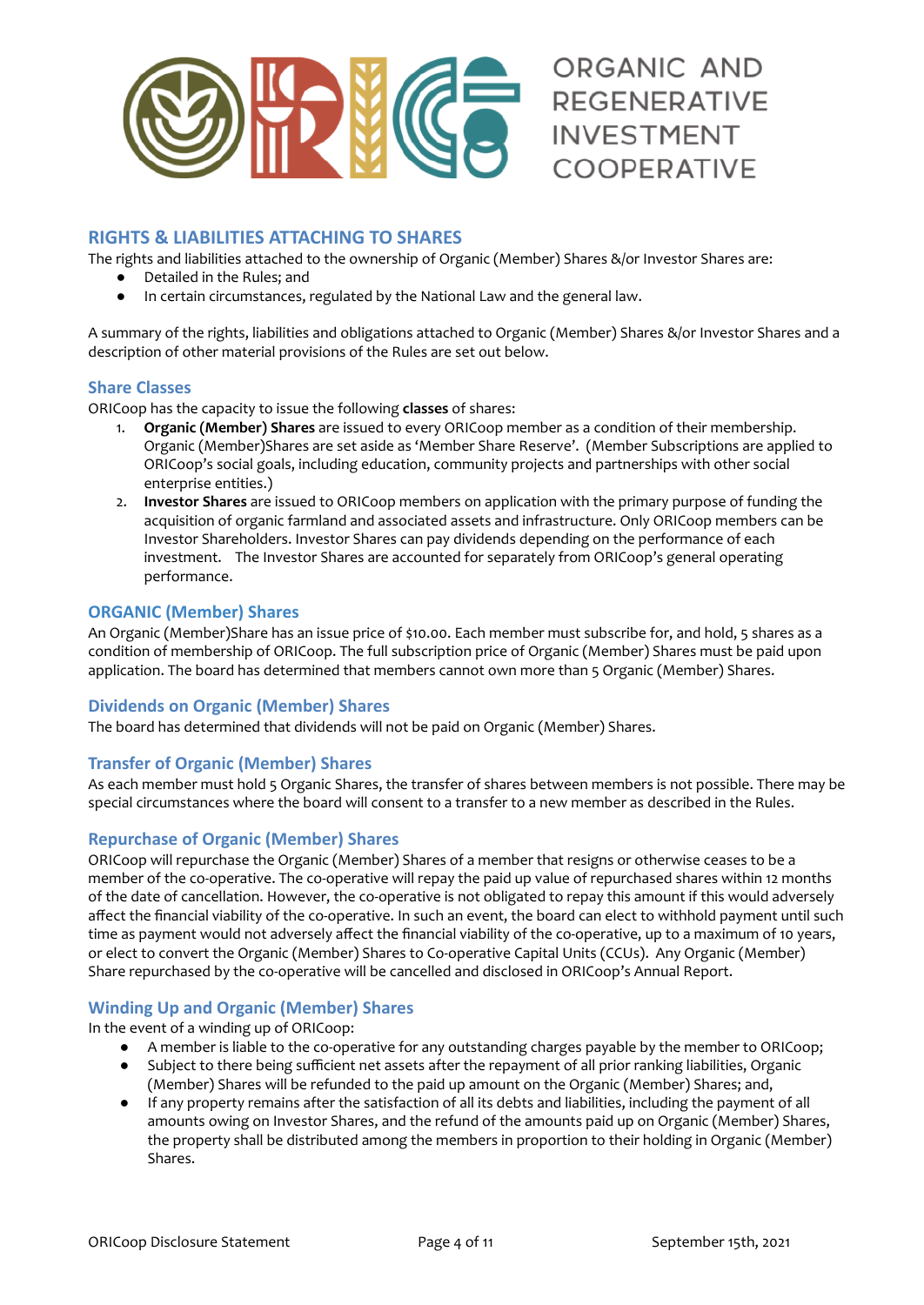ORGANIC AND REGENERATIVE INVESTMENT COOPERATIVE

## RIGHTS & LIABILITIES ATTACHING TO SHARES

The rights and liabilities attached to the ownership of Organic (Member) Shares &/or Investor Shares are:

- Detailed in the Rules; and
- In certain circumstances, regulated by the National Law and the general law.

A summary of the rights, liabilities and obligations attached to Organic (Member) Shares &/or Investor Shares and a description of other material provisions of the Rules are set out below.

### Share Classes

ORICoop has the capacity to issue the following **classes** of shares:

1. **Organic (Member) Shares** are issued to every ORICoop member as a condition of their membership. Organic (Member)Shares are set aside as 'Member Share Reserve'. (Member Subscriptions are applied to ORICoop's social goals, including education, community projects and partnerships with other social enterprise entities.)
2. **Investor Shares** are issued to ORICoop members on application with the primary purpose of funding the acquisition of organic farmland and associated assets and infrastructure. Only ORICoop members can be Investor Shareholders. Investor Shares can pay dividends depending on the performance of each investment. The Investor Shares are accounted for separately from ORICoop's general operating performance.

### ORGANIC (Member) Shares

An Organic (Member)Share has an issue price of $10.00. Each member must subscribe for, and hold, 5 shares as a condition of membership of ORICoop. The full subscription price of Organic (Member) Shares must be paid upon application. The board has determined that members cannot own more than 5 Organic (Member) Shares.

### Dividends on Organic (Member) Shares

The board has determined that dividends will not be paid on Organic (Member) Shares.

### Transfer of Organic (Member) Shares

As each member must hold 5 Organic Shares, the transfer of shares between members is not possible. There may be special circumstances where the board will consent to a transfer to a new member as described in the Rules.

### Repurchase of Organic (Member) Shares

ORICoop will repurchase the Organic (Member) Shares of a member that resigns or otherwise ceases to be a member of the co-operative. The co-operative will repay the paid up value of repurchased shares within 12 months of the date of cancellation. However, the co-operative is not obligated to repay this amount if this would adversely affect the financial viability of the co-operative. In such an event, the board can elect to withhold payment until such time as payment would not adversely affect the financial viability of the co-operative, up to a maximum of 10 years, or elect to convert the Organic (Member) Shares to Co-operative Capital Units (CCUs). Any Organic (Member) Share repurchased by the co-operative will be cancelled and disclosed in ORICoop's Annual Report.

### Winding Up and Organic (Member) Shares

In the event of a winding up of ORICoop:

- A member is liable to the co-operative for any outstanding charges payable by the member to ORICoop;
- Subject to there being sufficient net assets after the repayment of all prior ranking liabilities, Organic (Member) Shares will be refunded to the paid up amount on the Organic (Member) Shares; and,
- If any property remains after the satisfaction of all its debts and liabilities, including the payment of all amounts owing on Investor Shares, and the refund of the amounts paid up on Organic (Member) Shares, the property shall be distributed among the members in proportion to their holding in Organic (Member) Shares.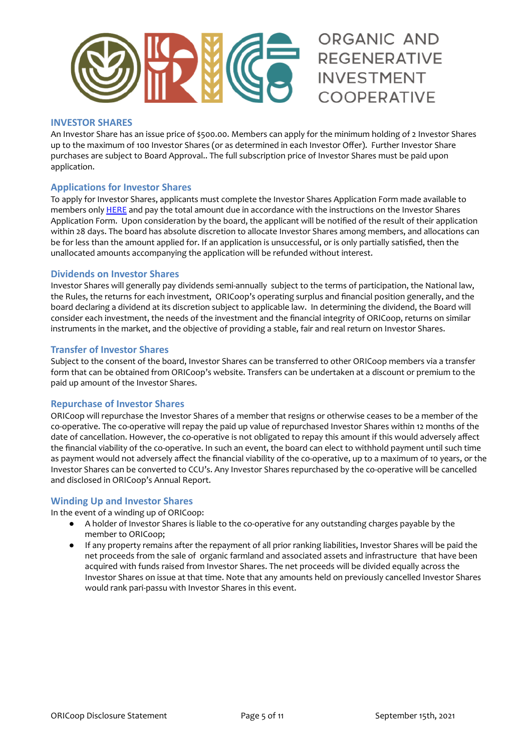ORGANIC AND REGENERATIVE INVESTMENT COOPERATIVE

## INVESTOR SHARES

An Investor Share has an issue price of $500.00. Members can apply for the minimum holding of 2 Investor Shares up to the maximum of 100 Investor Shares (or as determined in each Investor Offer). Further Investor Share purchases are subject to Board Approval.. The full subscription price of Investor Shares must be paid upon application.

### Applications for Investor Shares

To apply for Investor Shares, applicants must complete the Investor Shares Application Form made available to members only HERE and pay the total amount due in accordance with the instructions on the Investor Shares Application Form. Upon consideration by the board, the applicant will be notified of the result of their application within 28 days. The board has absolute discretion to allocate Investor Shares among members, and allocations can be for less than the amount applied for. If an application is unsuccessful, or is only partially satisfied, then the unallocated amounts accompanying the application will be refunded without interest.

### Dividends on Investor Shares

Investor Shares will generally pay dividends semi-annually subject to the terms of participation, the National law, the Rules, the returns for each investment, ORICoop's operating surplus and financial position generally, and the board declaring a dividend at its discretion subject to applicable law. In determining the dividend, the Board will consider each investment, the needs of the investment and the financial integrity of ORICoop, returns on similar instruments in the market, and the objective of providing a stable, fair and real return on Investor Shares.

### Transfer of Investor Shares

Subject to the consent of the board, Investor Shares can be transferred to other ORICoop members via a transfer form that can be obtained from ORICoop's website. Transfers can be undertaken at a discount or premium to the paid up amount of the Investor Shares.

### Repurchase of Investor Shares

ORICoop will repurchase the Investor Shares of a member that resigns or otherwise ceases to be a member of the co-operative. The co-operative will repay the paid up value of repurchased Investor Shares within 12 months of the date of cancellation. However, the co-operative is not obligated to repay this amount if this would adversely affect the financial viability of the co-operative. In such an event, the board can elect to withhold payment until such time as payment would not adversely affect the financial viability of the co-operative, up to a maximum of 10 years, or the Investor Shares can be converted to CCU's. Any Investor Shares repurchased by the co-operative will be cancelled and disclosed in ORICoop's Annual Report.

### Winding Up and Investor Shares

In the event of a winding up of ORICoop:

- A holder of Investor Shares is liable to the co-operative for any outstanding charges payable by the member to ORICoop;
- If any property remains after the repayment of all prior ranking liabilities, Investor Shares will be paid the net proceeds from the sale of organic farmland and associated assets and infrastructure that have been acquired with funds raised from Investor Shares. The net proceeds will be divided equally across the Investor Shares on issue at that time. Note that any amounts held on previously cancelled Investor Shares would rank pari-passu with Investor Shares in this event.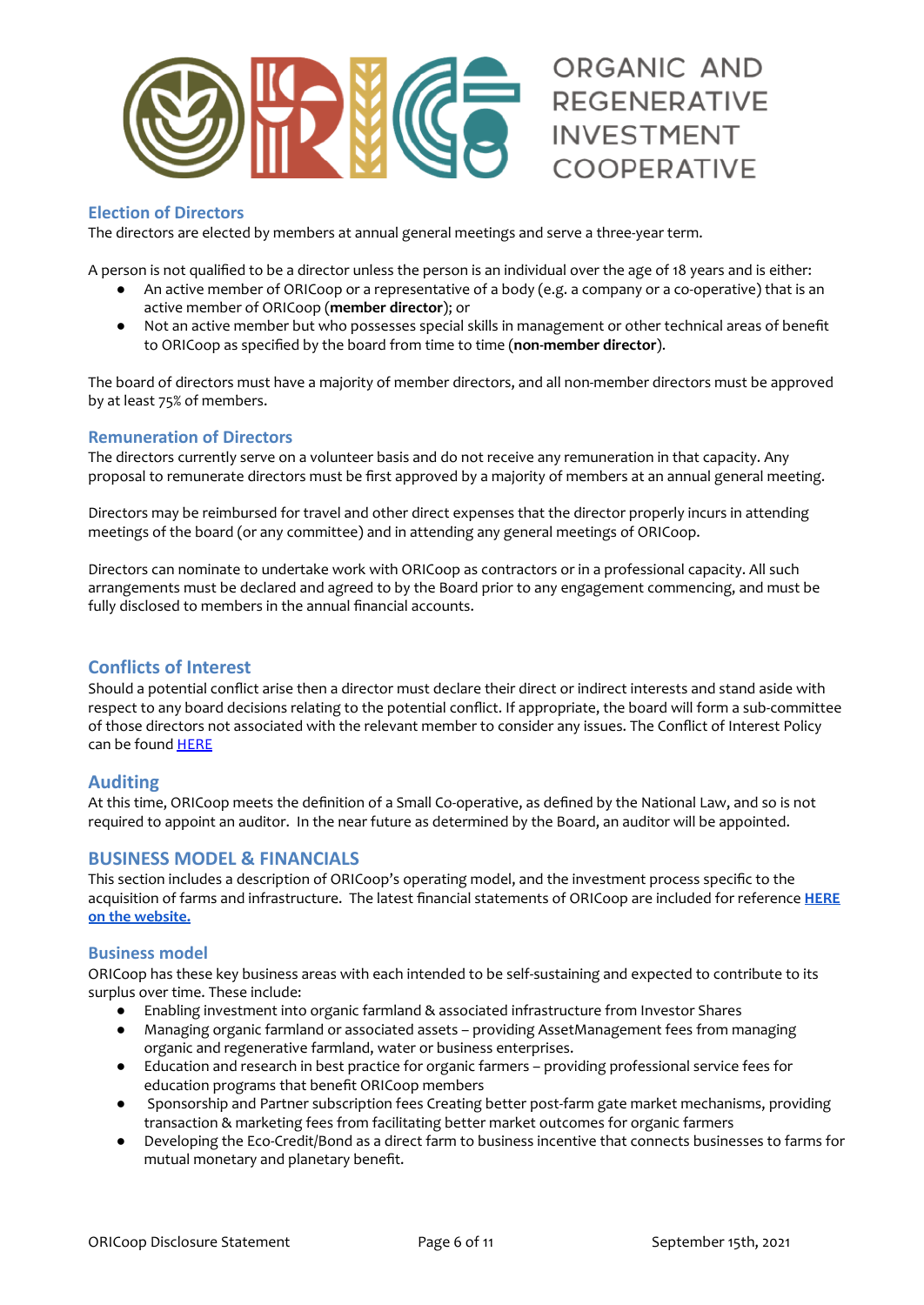## Election of Directors

The directors are elected by members at annual general meetings and serve a three-year term.

A person is not qualified to be a director unless the person is an individual over the age of 18 years and is either:

- An active member of ORICoop or a representative of a body (e.g. a company or a co-operative) that is an active member of ORICoop (**member director**); or
- Not an active member but who possesses special skills in management or other technical areas of benefit to ORICoop as specified by the board from time to time (**non-member director**).

The board of directors must have a majority of member directors, and all non-member directors must be approved by at least 75% of members.

## Remuneration of Directors

The directors currently serve on a volunteer basis and do not receive any remuneration in that capacity. Any proposal to remunerate directors must be first approved by a majority of members at an annual general meeting.

Directors may be reimbursed for travel and other direct expenses that the director properly incurs in attending meetings of the board (or any committee) and in attending any general meetings of ORICoop.

Directors can nominate to undertake work with ORICoop as contractors or in a professional capacity. All such arrangements must be declared and agreed to by the Board prior to any engagement commencing, and must be fully disclosed to members in the annual financial accounts.

## Conflicts of Interest

Should a potential conflict arise then a director must declare their direct or indirect interests and stand aside with respect to any board decisions relating to the potential conflict. If appropriate, the board will form a sub-committee of those directors not associated with the relevant member to consider any issues. The Conflict of Interest Policy can be found HERE

## Auditing

At this time, ORICoop meets the definition of a Small Co-operative, as defined by the National Law, and so is not required to appoint an auditor. In the near future as determined by the Board, an auditor will be appointed.

# BUSINESS MODEL & FINANCIALS

This section includes a description of ORICoop's operating model, and the investment process specific to the acquisition of farms and infrastructure. The latest financial statements of ORICoop are included for reference **HERE on the website.**

## Business model

ORICoop has these key business areas with each intended to be self-sustaining and expected to contribute to its surplus over time. These include:

- Enabling investment into organic farmland & associated infrastructure from Investor Shares
- Managing organic farmland or associated assets – providing AssetManagement fees from managing organic and regenerative farmland, water or business enterprises.
- Education and research in best practice for organic farmers – providing professional service fees for education programs that benefit ORICoop members
- Sponsorship and Partner subscription fees Creating better post-farm gate market mechanisms, providing transaction & marketing fees from facilitating better market outcomes for organic farmers
- Developing the Eco-Credit/Bond as a direct farm to business incentive that connects businesses to farms for mutual monetary and planetary benefit.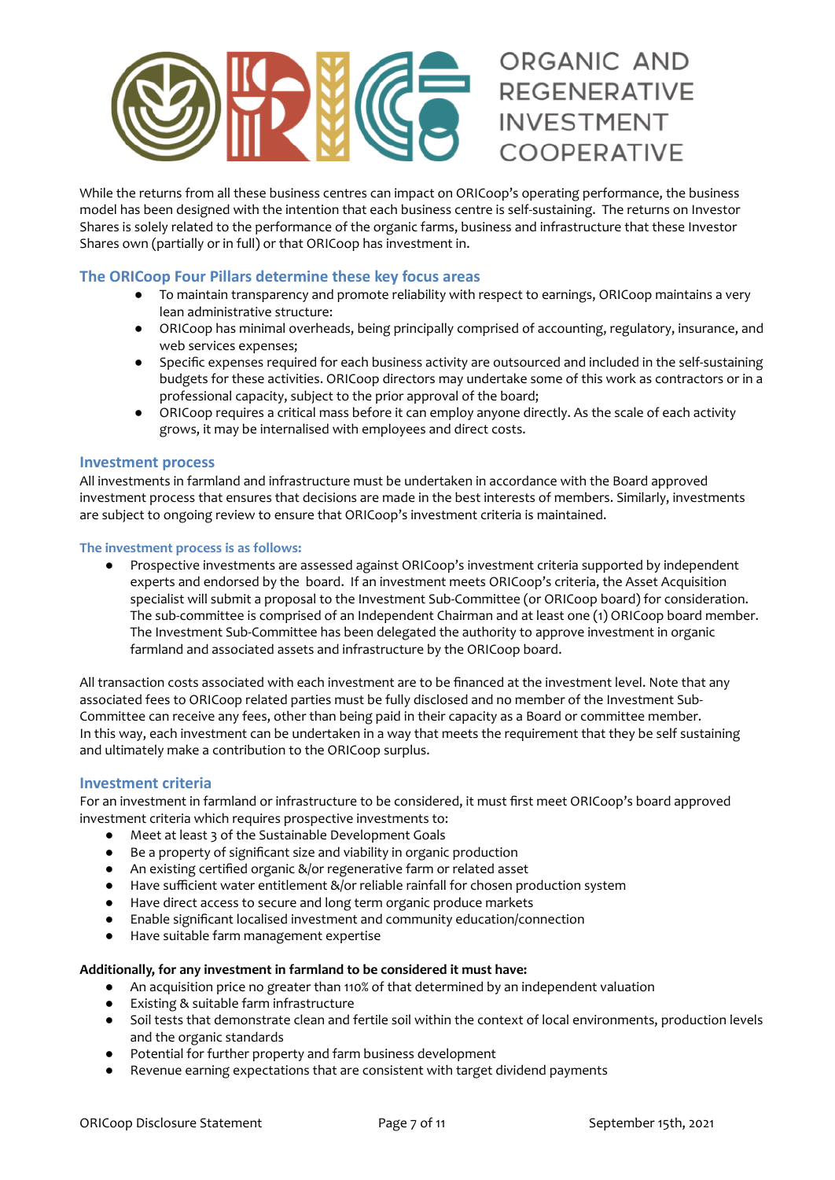While the returns from all these business centres can impact on ORICoop's operating performance, the business model has been designed with the intention that each business centre is self-sustaining. The returns on Investor Shares is solely related to the performance of the organic farms, business and infrastructure that these Investor Shares own (partially or in full) or that ORICoop has investment in.

## The ORICoop Four Pillars determine these key focus areas

- To maintain transparency and promote reliability with respect to earnings, ORICoop maintains a very lean administrative structure:
- ORICoop has minimal overheads, being principally comprised of accounting, regulatory, insurance, and web services expenses;
- Specific expenses required for each business activity are outsourced and included in the self-sustaining budgets for these activities. ORICoop directors may undertake some of this work as contractors or in a professional capacity, subject to the prior approval of the board;
- ORICoop requires a critical mass before it can employ anyone directly. As the scale of each activity grows, it may be internalised with employees and direct costs.

## Investment process

All investments in farmland and infrastructure must be undertaken in accordance with the Board approved investment process that ensures that decisions are made in the best interests of members. Similarly, investments are subject to ongoing review to ensure that ORICoop's investment criteria is maintained.

### The investment process is as follows:

- Prospective investments are assessed against ORICoop's investment criteria supported by independent experts and endorsed by the board. If an investment meets ORICoop's criteria, the Asset Acquisition specialist will submit a proposal to the Investment Sub-Committee (or ORICoop board) for consideration. The sub-committee is comprised of an Independent Chairman and at least one (1) ORICoop board member. The Investment Sub-Committee has been delegated the authority to approve investment in organic farmland and associated assets and infrastructure by the ORICoop board.

All transaction costs associated with each investment are to be financed at the investment level. Note that any associated fees to ORICoop related parties must be fully disclosed and no member of the Investment Sub-Committee can receive any fees, other than being paid in their capacity as a Board or committee member. In this way, each investment can be undertaken in a way that meets the requirement that they be self sustaining and ultimately make a contribution to the ORICoop surplus.

## Investment criteria

For an investment in farmland or infrastructure to be considered, it must first meet ORICoop's board approved investment criteria which requires prospective investments to:

- Meet at least 3 of the Sustainable Development Goals
- Be a property of significant size and viability in organic production
- An existing certified organic &/or regenerative farm or related asset
- Have sufficient water entitlement &/or reliable rainfall for chosen production system
- Have direct access to secure and long term organic produce markets
- Enable significant localised investment and community education/connection
- Have suitable farm management expertise

**Additionally, for any investment in farmland to be considered it must have:**

- An acquisition price no greater than 110% of that determined by an independent valuation
- Existing & suitable farm infrastructure
- Soil tests that demonstrate clean and fertile soil within the context of local environments, production levels and the organic standards
- Potential for further property and farm business development
- Revenue earning expectations that are consistent with target dividend payments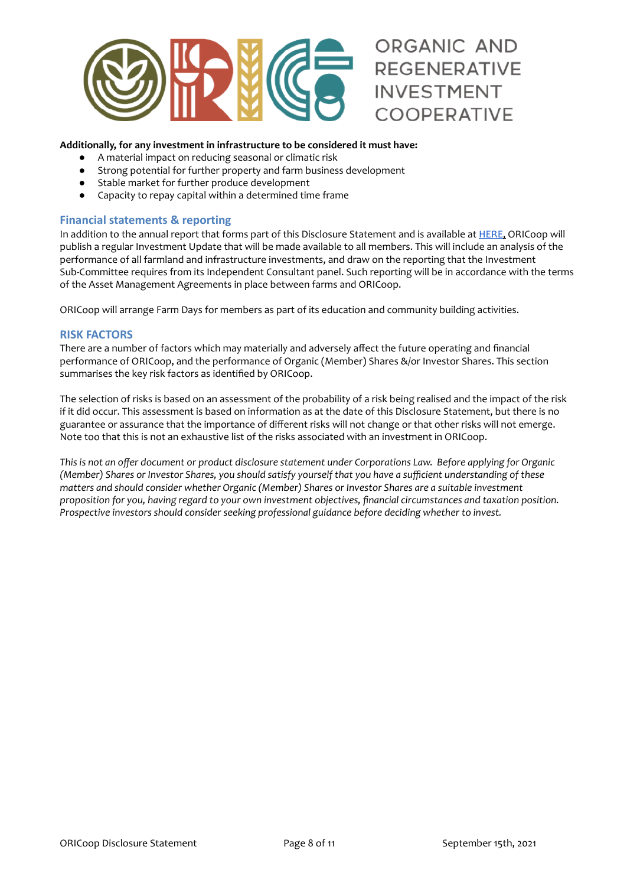**Additionally, for any investment in infrastructure to be considered it must have:**

- A material impact on reducing seasonal or climatic risk
- Strong potential for further property and farm business development
- Stable market for further produce development
- Capacity to repay capital within a determined time frame

## Financial statements & reporting

In addition to the annual report that forms part of this Disclosure Statement and is available at HERE, ORICoop will publish a regular Investment Update that will be made available to all members. This will include an analysis of the performance of all farmland and infrastructure investments, and draw on the reporting that the Investment Sub-Committee requires from its Independent Consultant panel. Such reporting will be in accordance with the terms of the Asset Management Agreements in place between farms and ORICoop.

ORICoop will arrange Farm Days for members as part of its education and community building activities.

## RISK FACTORS

There are a number of factors which may materially and adversely affect the future operating and financial performance of ORICoop, and the performance of Organic (Member) Shares &/or Investor Shares. This section summarises the key risk factors as identified by ORICoop.

The selection of risks is based on an assessment of the probability of a risk being realised and the impact of the risk if it did occur. This assessment is based on information as at the date of this Disclosure Statement, but there is no guarantee or assurance that the importance of different risks will not change or that other risks will not emerge. Note too that this is not an exhaustive list of the risks associated with an investment in ORICoop.

*This is not an offer document or product disclosure statement under Corporations Law. Before applying for Organic (Member) Shares or Investor Shares, you should satisfy yourself that you have a sufficient understanding of these matters and should consider whether Organic (Member) Shares or Investor Shares are a suitable investment proposition for you, having regard to your own investment objectives, financial circumstances and taxation position. Prospective investors should consider seeking professional guidance before deciding whether to invest.*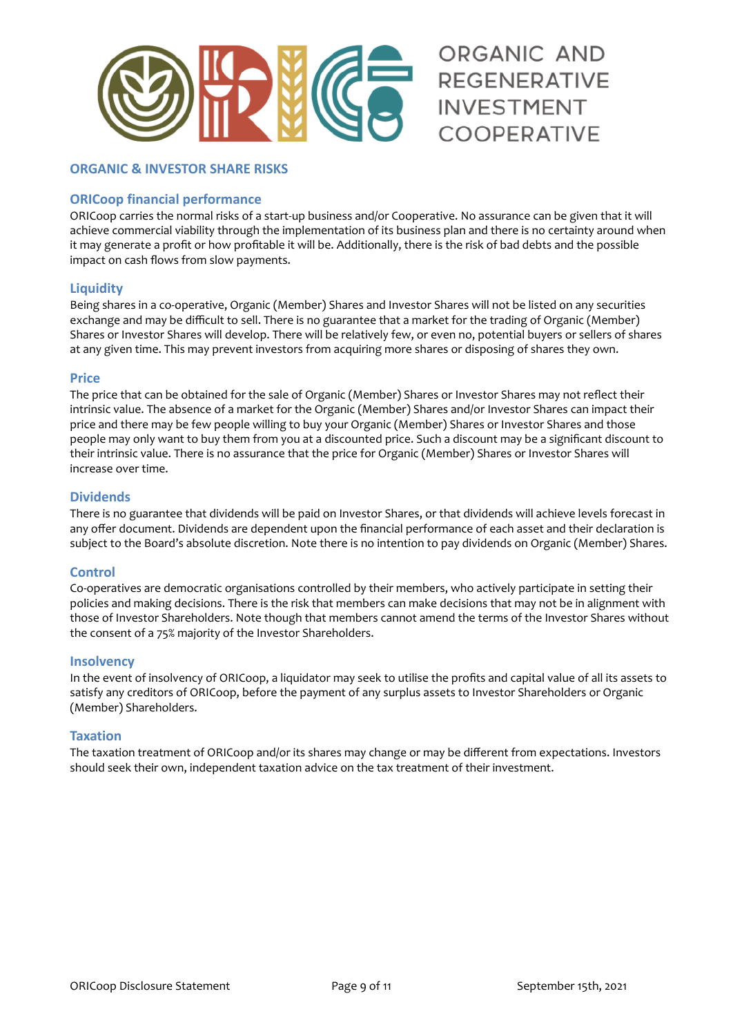ORGANIC AND REGENERATIVE INVESTMENT COOPERATIVE

## ORGANIC & INVESTOR SHARE RISKS

### ORICoop financial performance

ORICoop carries the normal risks of a start-up business and/or Cooperative. No assurance can be given that it will achieve commercial viability through the implementation of its business plan and there is no certainty around when it may generate a profit or how profitable it will be. Additionally, there is the risk of bad debts and the possible impact on cash flows from slow payments.

### Liquidity

Being shares in a co-operative, Organic (Member) Shares and Investor Shares will not be listed on any securities exchange and may be difficult to sell. There is no guarantee that a market for the trading of Organic (Member) Shares or Investor Shares will develop. There will be relatively few, or even no, potential buyers or sellers of shares at any given time. This may prevent investors from acquiring more shares or disposing of shares they own.

### Price

The price that can be obtained for the sale of Organic (Member) Shares or Investor Shares may not reflect their intrinsic value. The absence of a market for the Organic (Member) Shares and/or Investor Shares can impact their price and there may be few people willing to buy your Organic (Member) Shares or Investor Shares and those people may only want to buy them from you at a discounted price. Such a discount may be a significant discount to their intrinsic value. There is no assurance that the price for Organic (Member) Shares or Investor Shares will increase over time.

### Dividends

There is no guarantee that dividends will be paid on Investor Shares, or that dividends will achieve levels forecast in any offer document. Dividends are dependent upon the financial performance of each asset and their declaration is subject to the Board's absolute discretion. Note there is no intention to pay dividends on Organic (Member) Shares.

### Control

Co-operatives are democratic organisations controlled by their members, who actively participate in setting their policies and making decisions. There is the risk that members can make decisions that may not be in alignment with those of Investor Shareholders. Note though that members cannot amend the terms of the Investor Shares without the consent of a 75% majority of the Investor Shareholders.

### Insolvency

In the event of insolvency of ORICoop, a liquidator may seek to utilise the profits and capital value of all its assets to satisfy any creditors of ORICoop, before the payment of any surplus assets to Investor Shareholders or Organic (Member) Shareholders.

### Taxation

The taxation treatment of ORICoop and/or its shares may change or may be different from expectations. Investors should seek their own, independent taxation advice on the tax treatment of their investment.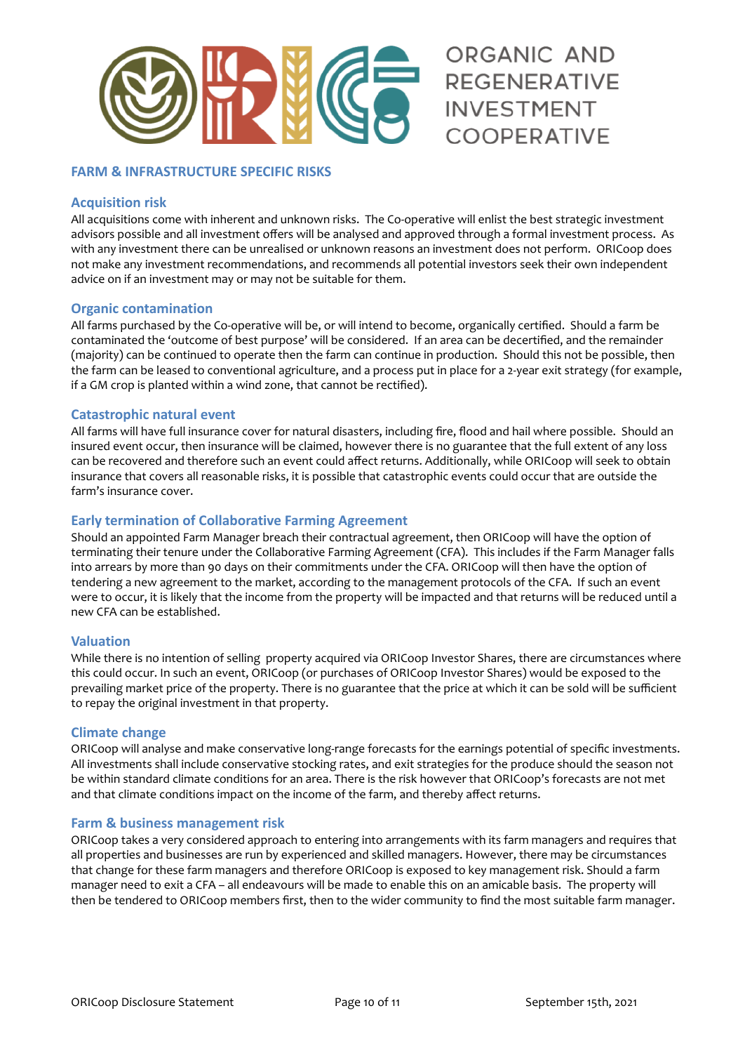ORGANIC AND REGENERATIVE INVESTMENT COOPERATIVE

## FARM & INFRASTRUCTURE SPECIFIC RISKS

### Acquisition risk

All acquisitions come with inherent and unknown risks. The Co-operative will enlist the best strategic investment advisors possible and all investment offers will be analysed and approved through a formal investment process. As with any investment there can be unrealised or unknown reasons an investment does not perform. ORICoop does not make any investment recommendations, and recommends all potential investors seek their own independent advice on if an investment may or may not be suitable for them.

### Organic contamination

All farms purchased by the Co-operative will be, or will intend to become, organically certified. Should a farm be contaminated the 'outcome of best purpose' will be considered. If an area can be decertified, and the remainder (majority) can be continued to operate then the farm can continue in production. Should this not be possible, then the farm can be leased to conventional agriculture, and a process put in place for a 2-year exit strategy (for example, if a GM crop is planted within a wind zone, that cannot be rectified).

### Catastrophic natural event

All farms will have full insurance cover for natural disasters, including fire, flood and hail where possible. Should an insured event occur, then insurance will be claimed, however there is no guarantee that the full extent of any loss can be recovered and therefore such an event could affect returns. Additionally, while ORICoop will seek to obtain insurance that covers all reasonable risks, it is possible that catastrophic events could occur that are outside the farm's insurance cover.

### Early termination of Collaborative Farming Agreement

Should an appointed Farm Manager breach their contractual agreement, then ORICoop will have the option of terminating their tenure under the Collaborative Farming Agreement (CFA). This includes if the Farm Manager falls into arrears by more than 90 days on their commitments under the CFA. ORICoop will then have the option of tendering a new agreement to the market, according to the management protocols of the CFA. If such an event were to occur, it is likely that the income from the property will be impacted and that returns will be reduced until a new CFA can be established.

### Valuation

While there is no intention of selling property acquired via ORICoop Investor Shares, there are circumstances where this could occur. In such an event, ORICoop (or purchases of ORICoop Investor Shares) would be exposed to the prevailing market price of the property. There is no guarantee that the price at which it can be sold will be sufficient to repay the original investment in that property.

### Climate change

ORICoop will analyse and make conservative long-range forecasts for the earnings potential of specific investments. All investments shall include conservative stocking rates, and exit strategies for the produce should the season not be within standard climate conditions for an area. There is the risk however that ORICoop's forecasts are not met and that climate conditions impact on the income of the farm, and thereby affect returns.

### Farm & business management risk

ORICoop takes a very considered approach to entering into arrangements with its farm managers and requires that all properties and businesses are run by experienced and skilled managers. However, there may be circumstances that change for these farm managers and therefore ORICoop is exposed to key management risk. Should a farm manager need to exit a CFA – all endeavours will be made to enable this on an amicable basis. The property will then be tendered to ORICoop members first, then to the wider community to find the most suitable farm manager.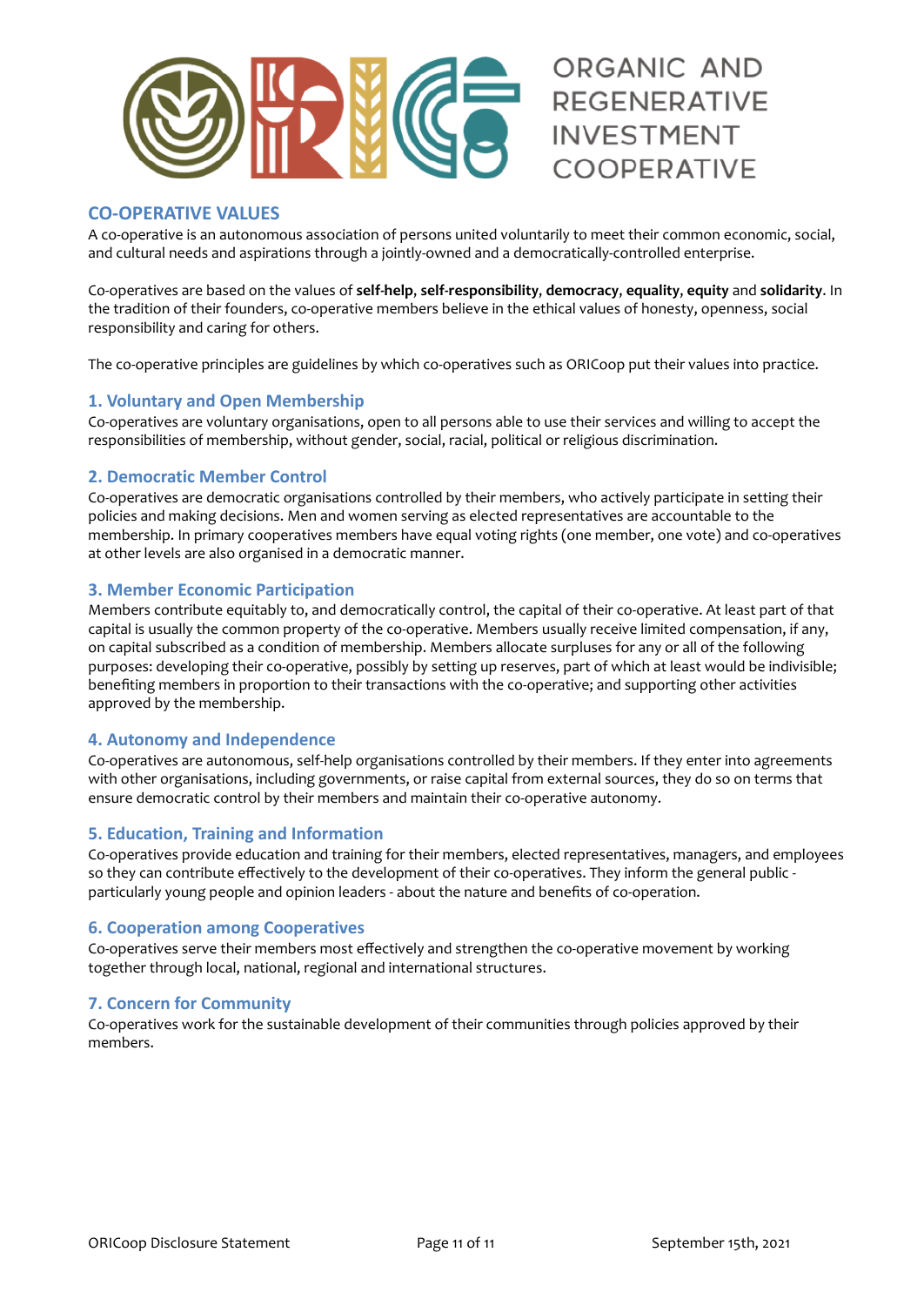ORGANIC AND REGENERATIVE INVESTMENT COOPERATIVE

## CO-OPERATIVE VALUES

A co-operative is an autonomous association of persons united voluntarily to meet their common economic, social, and cultural needs and aspirations through a jointly-owned and a democratically-controlled enterprise.

Co-operatives are based on the values of **self-help**, **self-responsibility**, **democracy**, **equality**, **equity** and **solidarity**. In the tradition of their founders, co-operative members believe in the ethical values of honesty, openness, social responsibility and caring for others.

The co-operative principles are guidelines by which co-operatives such as ORICoop put their values into practice.

### 1. Voluntary and Open Membership

Co-operatives are voluntary organisations, open to all persons able to use their services and willing to accept the responsibilities of membership, without gender, social, racial, political or religious discrimination.

### 2. Democratic Member Control

Co-operatives are democratic organisations controlled by their members, who actively participate in setting their policies and making decisions. Men and women serving as elected representatives are accountable to the membership. In primary cooperatives members have equal voting rights (one member, one vote) and co-operatives at other levels are also organised in a democratic manner.

### 3. Member Economic Participation

Members contribute equitably to, and democratically control, the capital of their co-operative. At least part of that capital is usually the common property of the co-operative. Members usually receive limited compensation, if any, on capital subscribed as a condition of membership. Members allocate surpluses for any or all of the following purposes: developing their co-operative, possibly by setting up reserves, part of which at least would be indivisible; benefiting members in proportion to their transactions with the co-operative; and supporting other activities approved by the membership.

### 4. Autonomy and Independence

Co-operatives are autonomous, self-help organisations controlled by their members. If they enter into agreements with other organisations, including governments, or raise capital from external sources, they do so on terms that ensure democratic control by their members and maintain their co-operative autonomy.

### 5. Education, Training and Information

Co-operatives provide education and training for their members, elected representatives, managers, and employees so they can contribute effectively to the development of their co-operatives. They inform the general public - particularly young people and opinion leaders - about the nature and benefits of co-operation.

### 6. Cooperation among Cooperatives

Co-operatives serve their members most effectively and strengthen the co-operative movement by working together through local, national, regional and international structures.

### 7. Concern for Community

Co-operatives work for the sustainable development of their communities through policies approved by their members.